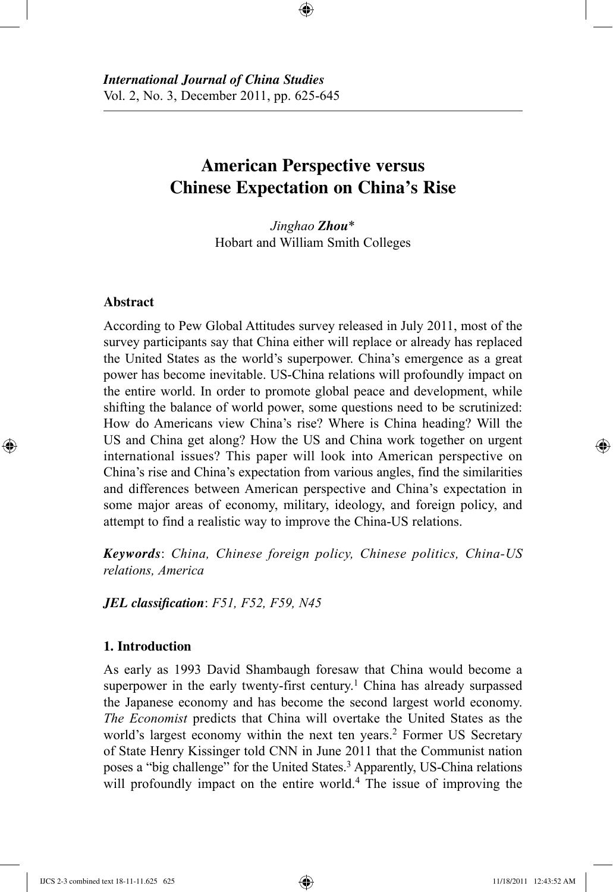*International Journal of China Studies*
Vol. 2, No. 3, December 2011, pp. 625-645

# American Perspective versus Chinese Expectation on China's Rise

*Jinghao* ***Zhou****
Hobart and William Smith Colleges

### Abstract

According to Pew Global Attitudes survey released in July 2011, most of the survey participants say that China either will replace or already has replaced the United States as the world's superpower. China's emergence as a great power has become inevitable. US-China relations will profoundly impact on the entire world. In order to promote global peace and development, while shifting the balance of world power, some questions need to be scrutinized: How do Americans view China's rise? Where is China heading? Will the US and China get along? How the US and China work together on urgent international issues? This paper will look into American perspective on China's rise and China's expectation from various angles, find the similarities and differences between American perspective and China's expectation in some major areas of economy, military, ideology, and foreign policy, and attempt to find a realistic way to improve the China-US relations.

***Keywords***: *China, Chinese foreign policy, Chinese politics, China-US relations, America*

***JEL classification***: *F51, F52, F59, N45*

## 1. Introduction

As early as 1993 David Shambaugh foresaw that China would become a superpower in the early twenty-first century.[1] China has already surpassed the Japanese economy and has become the second largest world economy. *The Economist* predicts that China will overtake the United States as the world's largest economy within the next ten years.[2] Former US Secretary of State Henry Kissinger told CNN in June 2011 that the Communist nation poses a "big challenge" for the United States.[3] Apparently, US-China relations will profoundly impact on the entire world.[4] The issue of improving the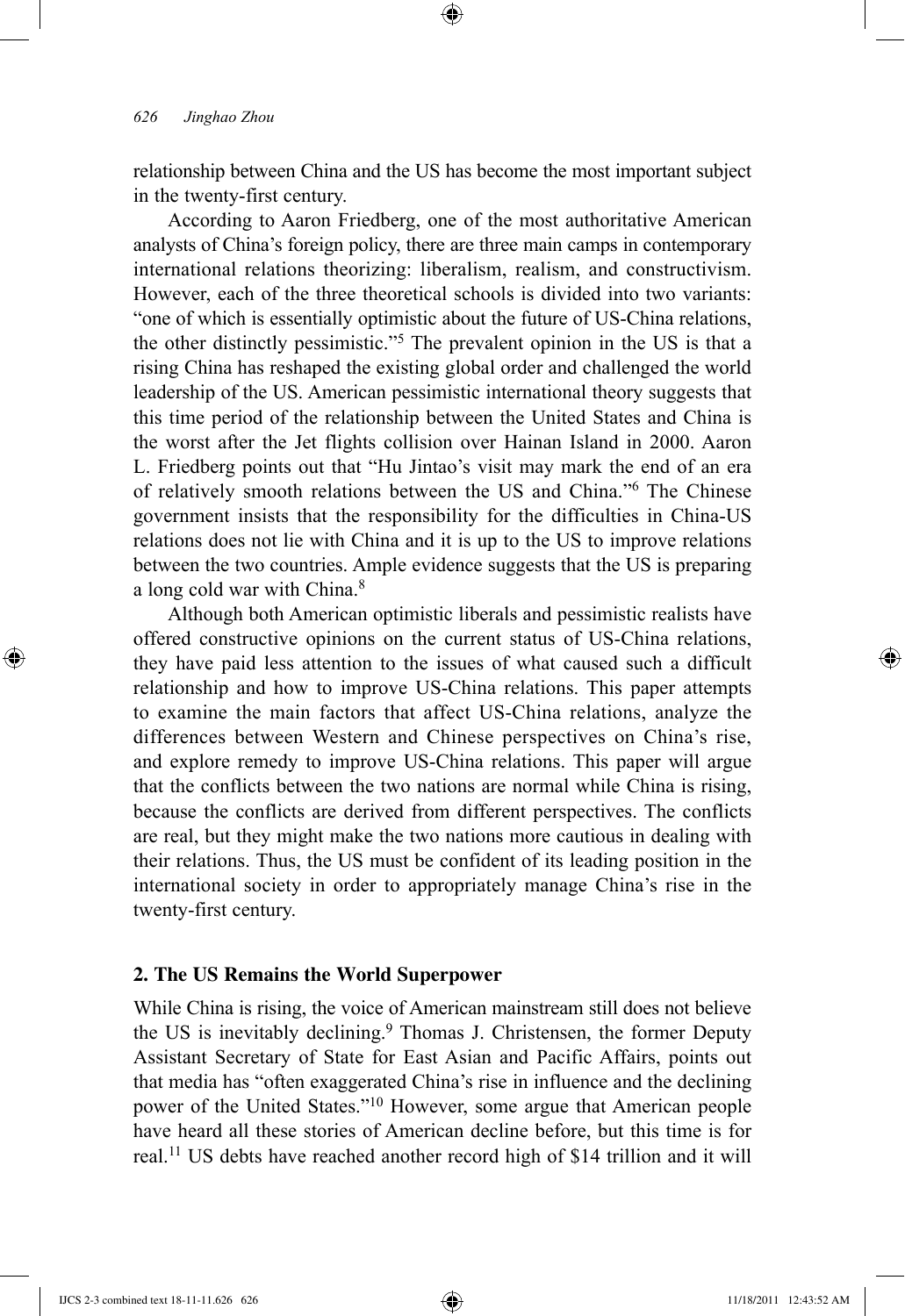relationship between China and the US has become the most important subject in the twenty-first century.

According to Aaron Friedberg, one of the most authoritative American analysts of China's foreign policy, there are three main camps in contemporary international relations theorizing: liberalism, realism, and constructivism. However, each of the three theoretical schools is divided into two variants: "one of which is essentially optimistic about the future of US-China relations, the other distinctly pessimistic."[5] The prevalent opinion in the US is that a rising China has reshaped the existing global order and challenged the world leadership of the US. American pessimistic international theory suggests that this time period of the relationship between the United States and China is the worst after the Jet flights collision over Hainan Island in 2000. Aaron L. Friedberg points out that "Hu Jintao's visit may mark the end of an era of relatively smooth relations between the US and China."[6] The Chinese government insists that the responsibility for the difficulties in China-US relations does not lie with China and it is up to the US to improve relations between the two countries. Ample evidence suggests that the US is preparing a long cold war with China.[8]

Although both American optimistic liberals and pessimistic realists have offered constructive opinions on the current status of US-China relations, they have paid less attention to the issues of what caused such a difficult relationship and how to improve US-China relations. This paper attempts to examine the main factors that affect US-China relations, analyze the differences between Western and Chinese perspectives on China's rise, and explore remedy to improve US-China relations. This paper will argue that the conflicts between the two nations are normal while China is rising, because the conflicts are derived from different perspectives. The conflicts are real, but they might make the two nations more cautious in dealing with their relations. Thus, the US must be confident of its leading position in the international society in order to appropriately manage China's rise in the twenty-first century.

## 2. The US Remains the World Superpower

While China is rising, the voice of American mainstream still does not believe the US is inevitably declining.[9] Thomas J. Christensen, the former Deputy Assistant Secretary of State for East Asian and Pacific Affairs, points out that media has "often exaggerated China's rise in influence and the declining power of the United States."[10] However, some argue that American people have heard all these stories of American decline before, but this time is for real.[11] US debts have reached another record high of $14 trillion and it will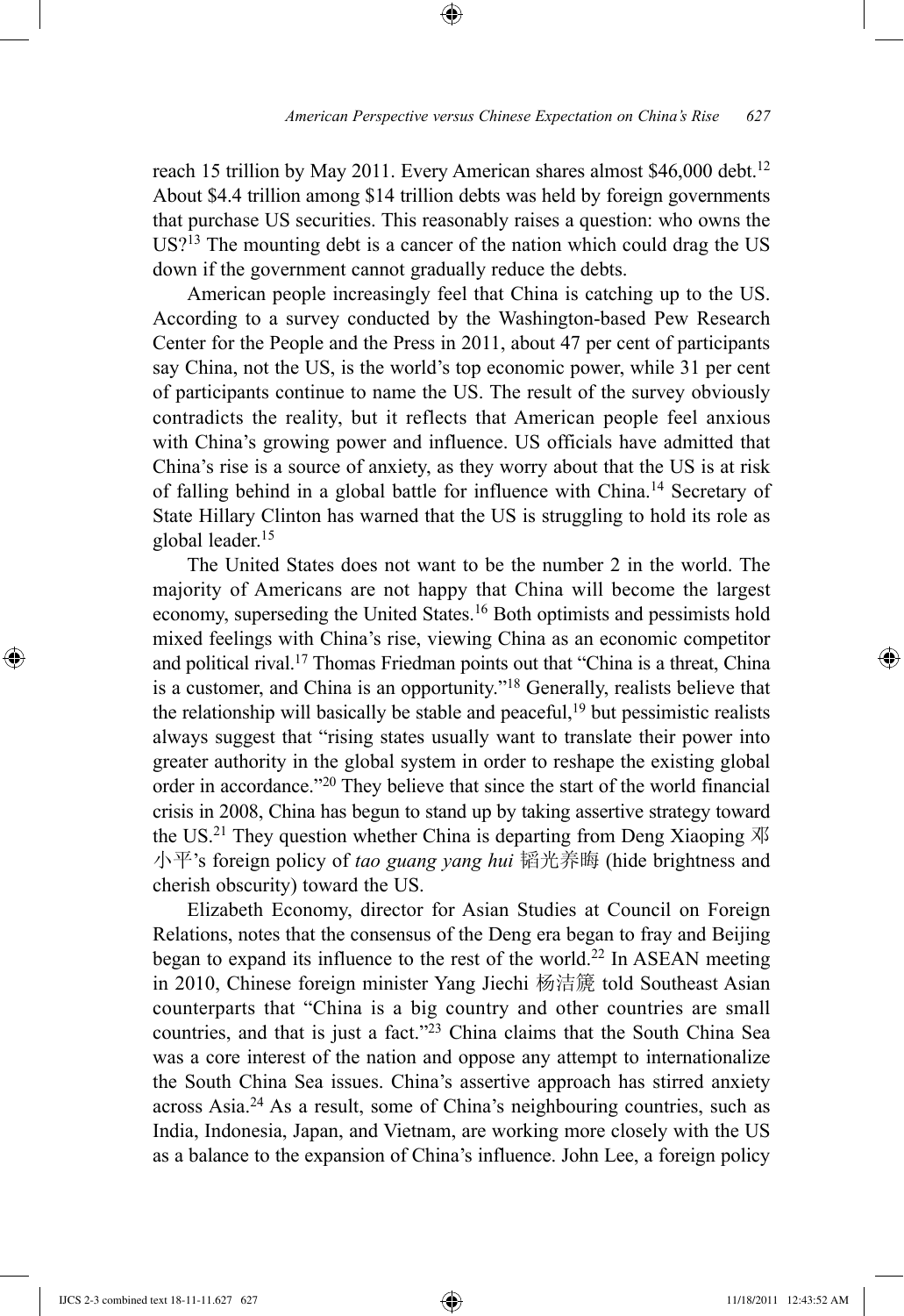reach 15 trillion by May 2011. Every American shares almost $46,000 debt.[12] About $4.4 trillion among $14 trillion debts was held by foreign governments that purchase US securities. This reasonably raises a question: who owns the US?[13] The mounting debt is a cancer of the nation which could drag the US down if the government cannot gradually reduce the debts.

American people increasingly feel that China is catching up to the US. According to a survey conducted by the Washington-based Pew Research Center for the People and the Press in 2011, about 47 per cent of participants say China, not the US, is the world's top economic power, while 31 per cent of participants continue to name the US. The result of the survey obviously contradicts the reality, but it reflects that American people feel anxious with China's growing power and influence. US officials have admitted that China's rise is a source of anxiety, as they worry about that the US is at risk of falling behind in a global battle for influence with China.[14] Secretary of State Hillary Clinton has warned that the US is struggling to hold its role as global leader.[15]

The United States does not want to be the number 2 in the world. The majority of Americans are not happy that China will become the largest economy, superseding the United States.[16] Both optimists and pessimists hold mixed feelings with China's rise, viewing China as an economic competitor and political rival.[17] Thomas Friedman points out that "China is a threat, China is a customer, and China is an opportunity."[18] Generally, realists believe that the relationship will basically be stable and peaceful,[19] but pessimistic realists always suggest that "rising states usually want to translate their power into greater authority in the global system in order to reshape the existing global order in accordance."[20] They believe that since the start of the world financial crisis in 2008, China has begun to stand up by taking assertive strategy toward the US.[21] They question whether China is departing from Deng Xiaoping 邓小平's foreign policy of *tao guang yang hui* 韬光养晦 (hide brightness and cherish obscurity) toward the US.

Elizabeth Economy, director for Asian Studies at Council on Foreign Relations, notes that the consensus of the Deng era began to fray and Beijing began to expand its influence to the rest of the world.[22] In ASEAN meeting in 2010, Chinese foreign minister Yang Jiechi 杨洁篪 told Southeast Asian counterparts that "China is a big country and other countries are small countries, and that is just a fact."[23] China claims that the South China Sea was a core interest of the nation and oppose any attempt to internationalize the South China Sea issues. China's assertive approach has stirred anxiety across Asia.[24] As a result, some of China's neighbouring countries, such as India, Indonesia, Japan, and Vietnam, are working more closely with the US as a balance to the expansion of China's influence. John Lee, a foreign policy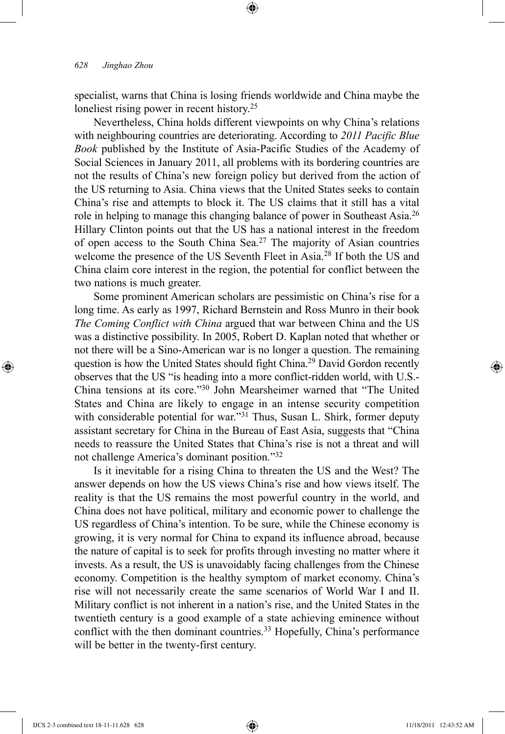specialist, warns that China is losing friends worldwide and China maybe the loneliest rising power in recent history.[25]

Nevertheless, China holds different viewpoints on why China's relations with neighbouring countries are deteriorating. According to *2011 Pacific Blue Book* published by the Institute of Asia-Pacific Studies of the Academy of Social Sciences in January 2011, all problems with its bordering countries are not the results of China's new foreign policy but derived from the action of the US returning to Asia. China views that the United States seeks to contain China's rise and attempts to block it. The US claims that it still has a vital role in helping to manage this changing balance of power in Southeast Asia.[26] Hillary Clinton points out that the US has a national interest in the freedom of open access to the South China Sea.[27] The majority of Asian countries welcome the presence of the US Seventh Fleet in Asia.[28] If both the US and China claim core interest in the region, the potential for conflict between the two nations is much greater.

Some prominent American scholars are pessimistic on China's rise for a long time. As early as 1997, Richard Bernstein and Ross Munro in their book *The Coming Conflict with China* argued that war between China and the US was a distinctive possibility. In 2005, Robert D. Kaplan noted that whether or not there will be a Sino-American war is no longer a question. The remaining question is how the United States should fight China.[29] David Gordon recently observes that the US "is heading into a more conflict-ridden world, with U.S.-China tensions at its core."[30] John Mearsheimer warned that "The United States and China are likely to engage in an intense security competition with considerable potential for war."[31] Thus, Susan L. Shirk, former deputy assistant secretary for China in the Bureau of East Asia, suggests that "China needs to reassure the United States that China's rise is not a threat and will not challenge America's dominant position."[32]

Is it inevitable for a rising China to threaten the US and the West? The answer depends on how the US views China's rise and how views itself. The reality is that the US remains the most powerful country in the world, and China does not have political, military and economic power to challenge the US regardless of China's intention. To be sure, while the Chinese economy is growing, it is very normal for China to expand its influence abroad, because the nature of capital is to seek for profits through investing no matter where it invests. As a result, the US is unavoidably facing challenges from the Chinese economy. Competition is the healthy symptom of market economy. China's rise will not necessarily create the same scenarios of World War I and II. Military conflict is not inherent in a nation's rise, and the United States in the twentieth century is a good example of a state achieving eminence without conflict with the then dominant countries.[33] Hopefully, China's performance will be better in the twenty-first century.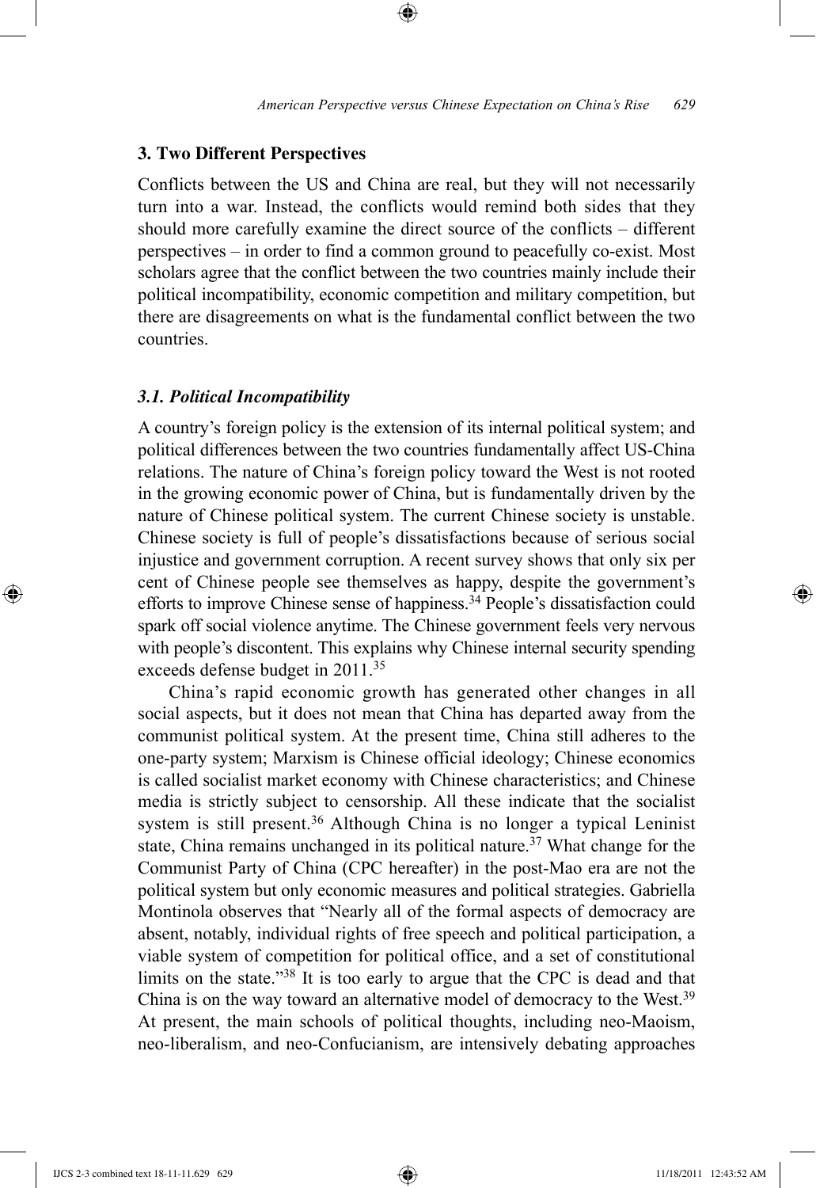## 3. Two Different Perspectives

Conflicts between the US and China are real, but they will not necessarily turn into a war. Instead, the conflicts would remind both sides that they should more carefully examine the direct source of the conflicts – different perspectives – in order to find a common ground to peacefully co-exist. Most scholars agree that the conflict between the two countries mainly include their political incompatibility, economic competition and military competition, but there are disagreements on what is the fundamental conflict between the two countries.

### *3.1. Political Incompatibility*

A country's foreign policy is the extension of its internal political system; and political differences between the two countries fundamentally affect US-China relations. The nature of China's foreign policy toward the West is not rooted in the growing economic power of China, but is fundamentally driven by the nature of Chinese political system. The current Chinese society is unstable. Chinese society is full of people's dissatisfactions because of serious social injustice and government corruption. A recent survey shows that only six per cent of Chinese people see themselves as happy, despite the government's efforts to improve Chinese sense of happiness.[34] People's dissatisfaction could spark off social violence anytime. The Chinese government feels very nervous with people's discontent. This explains why Chinese internal security spending exceeds defense budget in 2011.[35]

China's rapid economic growth has generated other changes in all social aspects, but it does not mean that China has departed away from the communist political system. At the present time, China still adheres to the one-party system; Marxism is Chinese official ideology; Chinese economics is called socialist market economy with Chinese characteristics; and Chinese media is strictly subject to censorship. All these indicate that the socialist system is still present.[36] Although China is no longer a typical Leninist state, China remains unchanged in its political nature.[37] What change for the Communist Party of China (CPC hereafter) in the post-Mao era are not the political system but only economic measures and political strategies. Gabriella Montinola observes that "Nearly all of the formal aspects of democracy are absent, notably, individual rights of free speech and political participation, a viable system of competition for political office, and a set of constitutional limits on the state."[38] It is too early to argue that the CPC is dead and that China is on the way toward an alternative model of democracy to the West.[39] At present, the main schools of political thoughts, including neo-Maoism, neo-liberalism, and neo-Confucianism, are intensively debating approaches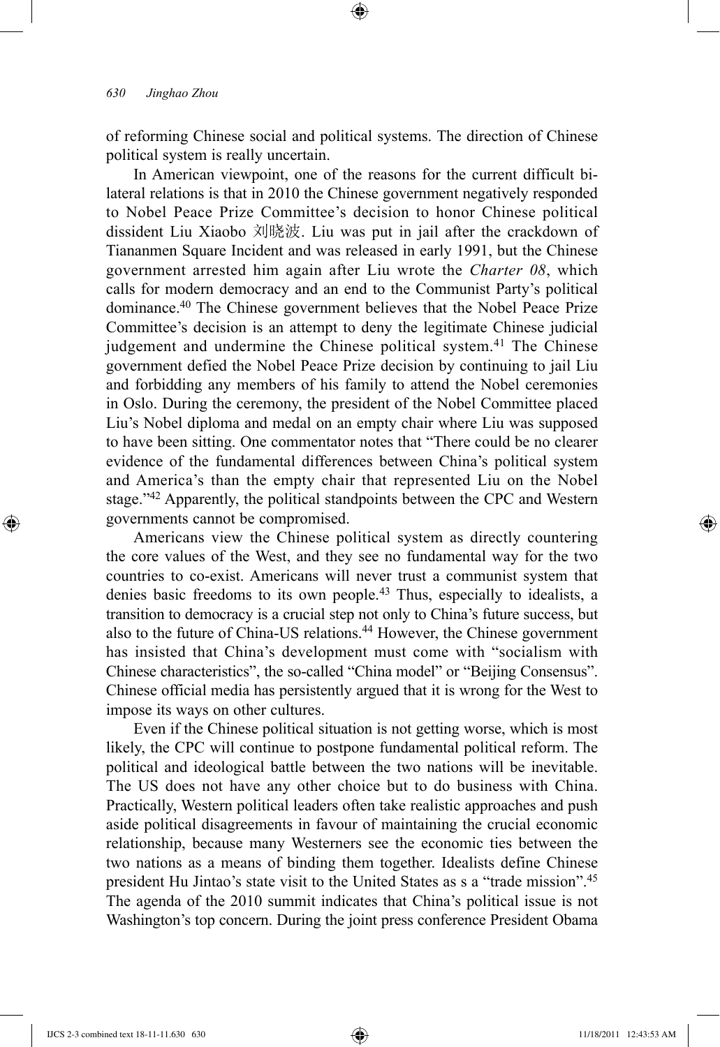of reforming Chinese social and political systems. The direction of Chinese political system is really uncertain.

In American viewpoint, one of the reasons for the current difficult bilateral relations is that in 2010 the Chinese government negatively responded to Nobel Peace Prize Committee's decision to honor Chinese political dissident Liu Xiaobo 刘晓波. Liu was put in jail after the crackdown of Tiananmen Square Incident and was released in early 1991, but the Chinese government arrested him again after Liu wrote the *Charter 08*, which calls for modern democracy and an end to the Communist Party's political dominance.[40] The Chinese government believes that the Nobel Peace Prize Committee's decision is an attempt to deny the legitimate Chinese judicial judgement and undermine the Chinese political system.[41] The Chinese government defied the Nobel Peace Prize decision by continuing to jail Liu and forbidding any members of his family to attend the Nobel ceremonies in Oslo. During the ceremony, the president of the Nobel Committee placed Liu's Nobel diploma and medal on an empty chair where Liu was supposed to have been sitting. One commentator notes that "There could be no clearer evidence of the fundamental differences between China's political system and America's than the empty chair that represented Liu on the Nobel stage."[42] Apparently, the political standpoints between the CPC and Western governments cannot be compromised.

Americans view the Chinese political system as directly countering the core values of the West, and they see no fundamental way for the two countries to co-exist. Americans will never trust a communist system that denies basic freedoms to its own people.[43] Thus, especially to idealists, a transition to democracy is a crucial step not only to China's future success, but also to the future of China-US relations.[44] However, the Chinese government has insisted that China's development must come with "socialism with Chinese characteristics", the so-called "China model" or "Beijing Consensus". Chinese official media has persistently argued that it is wrong for the West to impose its ways on other cultures.

Even if the Chinese political situation is not getting worse, which is most likely, the CPC will continue to postpone fundamental political reform. The political and ideological battle between the two nations will be inevitable. The US does not have any other choice but to do business with China. Practically, Western political leaders often take realistic approaches and push aside political disagreements in favour of maintaining the crucial economic relationship, because many Westerners see the economic ties between the two nations as a means of binding them together. Idealists define Chinese president Hu Jintao's state visit to the United States as s a "trade mission".[45] The agenda of the 2010 summit indicates that China's political issue is not Washington's top concern. During the joint press conference President Obama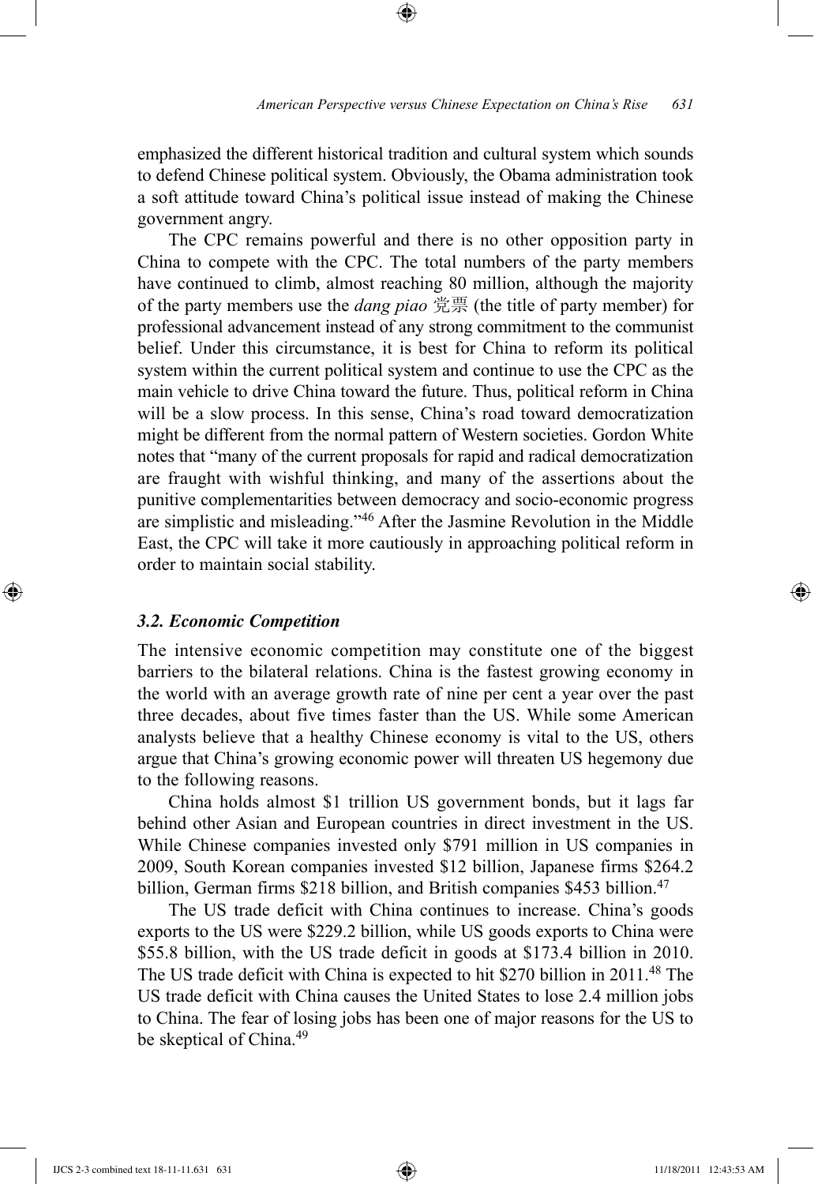emphasized the different historical tradition and cultural system which sounds to defend Chinese political system. Obviously, the Obama administration took a soft attitude toward China's political issue instead of making the Chinese government angry.

The CPC remains powerful and there is no other opposition party in China to compete with the CPC. The total numbers of the party members have continued to climb, almost reaching 80 million, although the majority of the party members use the *dang piao* 党票 (the title of party member) for professional advancement instead of any strong commitment to the communist belief. Under this circumstance, it is best for China to reform its political system within the current political system and continue to use the CPC as the main vehicle to drive China toward the future. Thus, political reform in China will be a slow process. In this sense, China's road toward democratization might be different from the normal pattern of Western societies. Gordon White notes that "many of the current proposals for rapid and radical democratization are fraught with wishful thinking, and many of the assertions about the punitive complementarities between democracy and socio-economic progress are simplistic and misleading."[46] After the Jasmine Revolution in the Middle East, the CPC will take it more cautiously in approaching political reform in order to maintain social stability.

### *3.2. Economic Competition*

The intensive economic competition may constitute one of the biggest barriers to the bilateral relations. China is the fastest growing economy in the world with an average growth rate of nine per cent a year over the past three decades, about five times faster than the US. While some American analysts believe that a healthy Chinese economy is vital to the US, others argue that China's growing economic power will threaten US hegemony due to the following reasons.

China holds almost $1 trillion US government bonds, but it lags far behind other Asian and European countries in direct investment in the US. While Chinese companies invested only $791 million in US companies in 2009, South Korean companies invested $12 billion, Japanese firms $264.2 billion, German firms $218 billion, and British companies $453 billion.[47]

The US trade deficit with China continues to increase. China's goods exports to the US were $229.2 billion, while US goods exports to China were $55.8 billion, with the US trade deficit in goods at $173.4 billion in 2010. The US trade deficit with China is expected to hit $270 billion in 2011.[48] The US trade deficit with China causes the United States to lose 2.4 million jobs to China. The fear of losing jobs has been one of major reasons for the US to be skeptical of China.[49]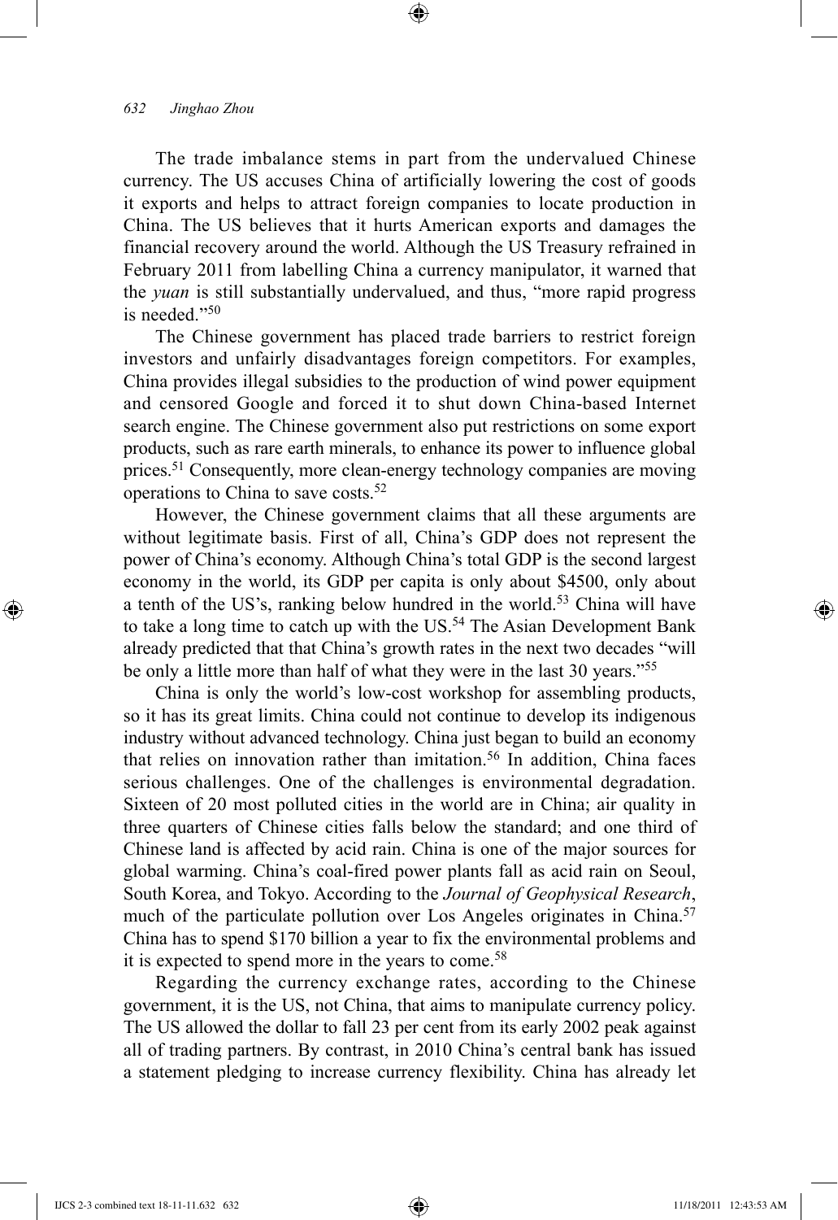The trade imbalance stems in part from the undervalued Chinese currency. The US accuses China of artificially lowering the cost of goods it exports and helps to attract foreign companies to locate production in China. The US believes that it hurts American exports and damages the financial recovery around the world. Although the US Treasury refrained in February 2011 from labelling China a currency manipulator, it warned that the *yuan* is still substantially undervalued, and thus, "more rapid progress is needed."[50]

The Chinese government has placed trade barriers to restrict foreign investors and unfairly disadvantages foreign competitors. For examples, China provides illegal subsidies to the production of wind power equipment and censored Google and forced it to shut down China-based Internet search engine. The Chinese government also put restrictions on some export products, such as rare earth minerals, to enhance its power to influence global prices.[51] Consequently, more clean-energy technology companies are moving operations to China to save costs.[52]

However, the Chinese government claims that all these arguments are without legitimate basis. First of all, China's GDP does not represent the power of China's economy. Although China's total GDP is the second largest economy in the world, its GDP per capita is only about $4500, only about a tenth of the US's, ranking below hundred in the world.[53] China will have to take a long time to catch up with the US.[54] The Asian Development Bank already predicted that that China's growth rates in the next two decades "will be only a little more than half of what they were in the last 30 years."[55]

China is only the world's low-cost workshop for assembling products, so it has its great limits. China could not continue to develop its indigenous industry without advanced technology. China just began to build an economy that relies on innovation rather than imitation.[56] In addition, China faces serious challenges. One of the challenges is environmental degradation. Sixteen of 20 most polluted cities in the world are in China; air quality in three quarters of Chinese cities falls below the standard; and one third of Chinese land is affected by acid rain. China is one of the major sources for global warming. China's coal-fired power plants fall as acid rain on Seoul, South Korea, and Tokyo. According to the *Journal of Geophysical Research*, much of the particulate pollution over Los Angeles originates in China.[57] China has to spend $170 billion a year to fix the environmental problems and it is expected to spend more in the years to come.[58]

Regarding the currency exchange rates, according to the Chinese government, it is the US, not China, that aims to manipulate currency policy. The US allowed the dollar to fall 23 per cent from its early 2002 peak against all of trading partners. By contrast, in 2010 China's central bank has issued a statement pledging to increase currency flexibility. China has already let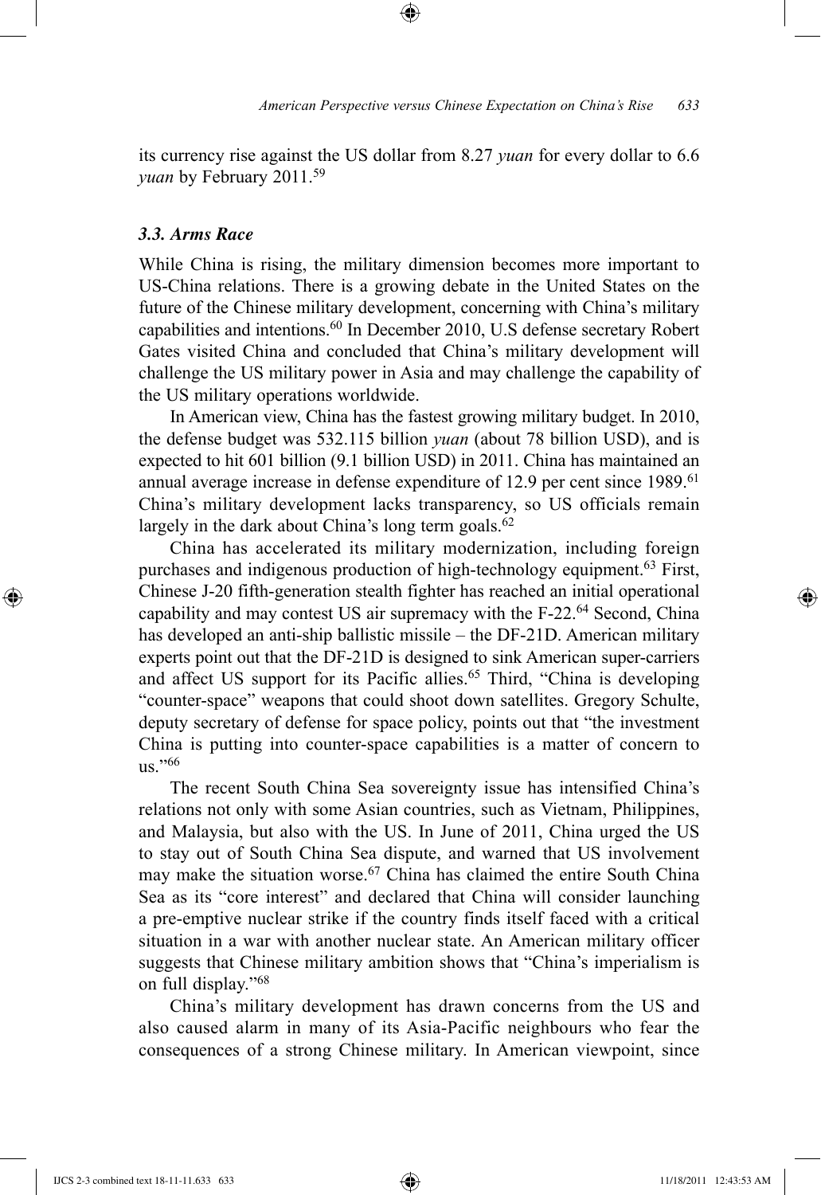its currency rise against the US dollar from 8.27 *yuan* for every dollar to 6.6 *yuan* by February 2011.[59]

### *3.3. Arms Race*

While China is rising, the military dimension becomes more important to US-China relations. There is a growing debate in the United States on the future of the Chinese military development, concerning with China's military capabilities and intentions.[60] In December 2010, U.S defense secretary Robert Gates visited China and concluded that China's military development will challenge the US military power in Asia and may challenge the capability of the US military operations worldwide.

In American view, China has the fastest growing military budget. In 2010, the defense budget was 532.115 billion *yuan* (about 78 billion USD), and is expected to hit 601 billion (9.1 billion USD) in 2011. China has maintained an annual average increase in defense expenditure of 12.9 per cent since 1989.[61] China's military development lacks transparency, so US officials remain largely in the dark about China's long term goals.[62]

China has accelerated its military modernization, including foreign purchases and indigenous production of high-technology equipment.[63] First, Chinese J-20 fifth-generation stealth fighter has reached an initial operational capability and may contest US air supremacy with the F-22.[64] Second, China has developed an anti-ship ballistic missile – the DF-21D. American military experts point out that the DF-21D is designed to sink American super-carriers and affect US support for its Pacific allies.[65] Third, "China is developing "counter-space" weapons that could shoot down satellites. Gregory Schulte, deputy secretary of defense for space policy, points out that "the investment China is putting into counter-space capabilities is a matter of concern to us."[66]

The recent South China Sea sovereignty issue has intensified China's relations not only with some Asian countries, such as Vietnam, Philippines, and Malaysia, but also with the US. In June of 2011, China urged the US to stay out of South China Sea dispute, and warned that US involvement may make the situation worse.[67] China has claimed the entire South China Sea as its "core interest" and declared that China will consider launching a pre-emptive nuclear strike if the country finds itself faced with a critical situation in a war with another nuclear state. An American military officer suggests that Chinese military ambition shows that "China's imperialism is on full display."[68]

China's military development has drawn concerns from the US and also caused alarm in many of its Asia-Pacific neighbours who fear the consequences of a strong Chinese military. In American viewpoint, since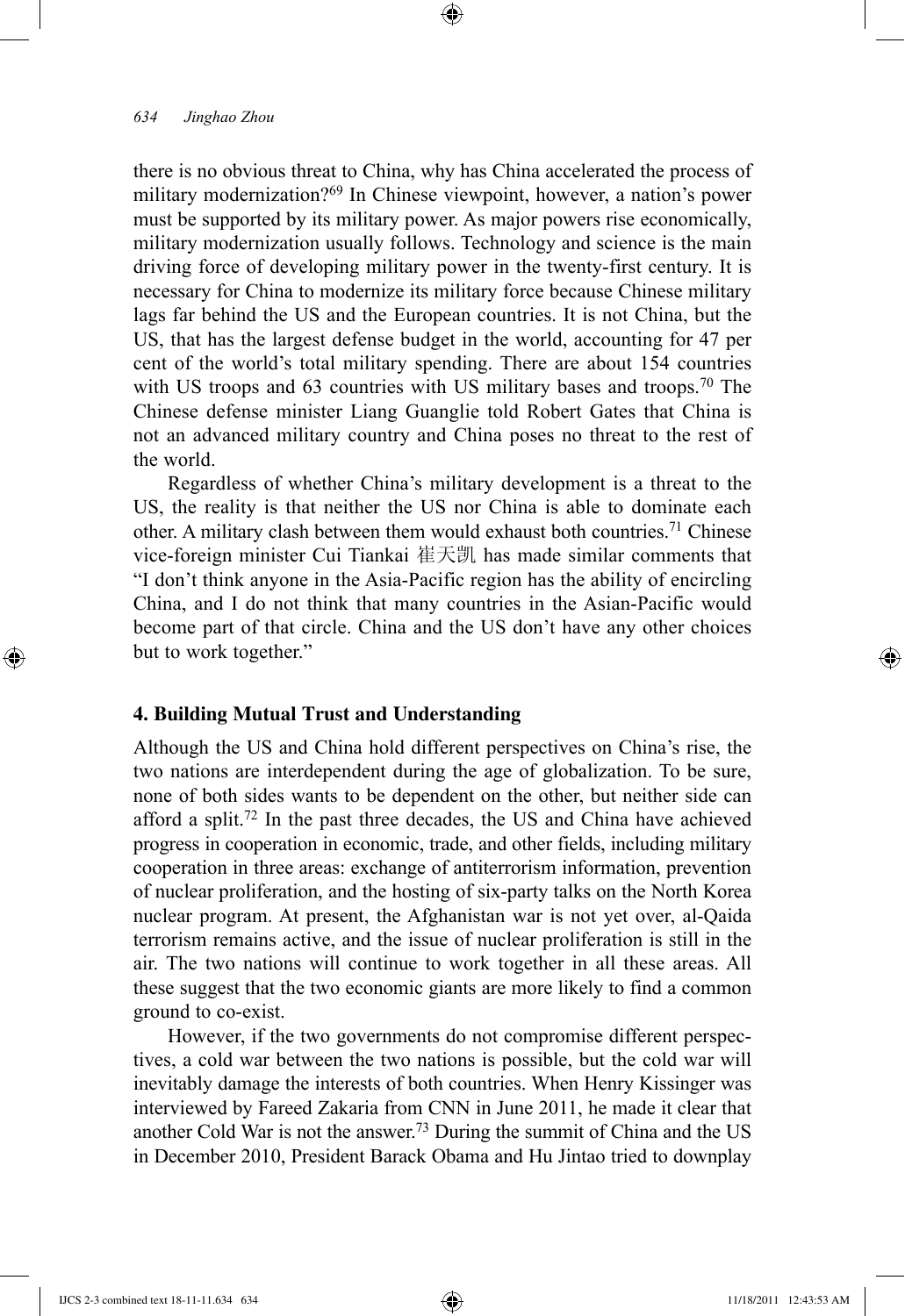there is no obvious threat to China, why has China accelerated the process of military modernization?[69] In Chinese viewpoint, however, a nation's power must be supported by its military power. As major powers rise economically, military modernization usually follows. Technology and science is the main driving force of developing military power in the twenty-first century. It is necessary for China to modernize its military force because Chinese military lags far behind the US and the European countries. It is not China, but the US, that has the largest defense budget in the world, accounting for 47 per cent of the world's total military spending. There are about 154 countries with US troops and 63 countries with US military bases and troops.[70] The Chinese defense minister Liang Guanglie told Robert Gates that China is not an advanced military country and China poses no threat to the rest of the world.

Regardless of whether China's military development is a threat to the US, the reality is that neither the US nor China is able to dominate each other. A military clash between them would exhaust both countries.[71] Chinese vice-foreign minister Cui Tiankai 崔天凯 has made similar comments that "I don't think anyone in the Asia-Pacific region has the ability of encircling China, and I do not think that many countries in the Asian-Pacific would become part of that circle. China and the US don't have any other choices but to work together."

## 4. Building Mutual Trust and Understanding

Although the US and China hold different perspectives on China's rise, the two nations are interdependent during the age of globalization. To be sure, none of both sides wants to be dependent on the other, but neither side can afford a split.[72] In the past three decades, the US and China have achieved progress in cooperation in economic, trade, and other fields, including military cooperation in three areas: exchange of antiterrorism information, prevention of nuclear proliferation, and the hosting of six-party talks on the North Korea nuclear program. At present, the Afghanistan war is not yet over, al-Qaida terrorism remains active, and the issue of nuclear proliferation is still in the air. The two nations will continue to work together in all these areas. All these suggest that the two economic giants are more likely to find a common ground to co-exist.

However, if the two governments do not compromise different perspectives, a cold war between the two nations is possible, but the cold war will inevitably damage the interests of both countries. When Henry Kissinger was interviewed by Fareed Zakaria from CNN in June 2011, he made it clear that another Cold War is not the answer.[73] During the summit of China and the US in December 2010, President Barack Obama and Hu Jintao tried to downplay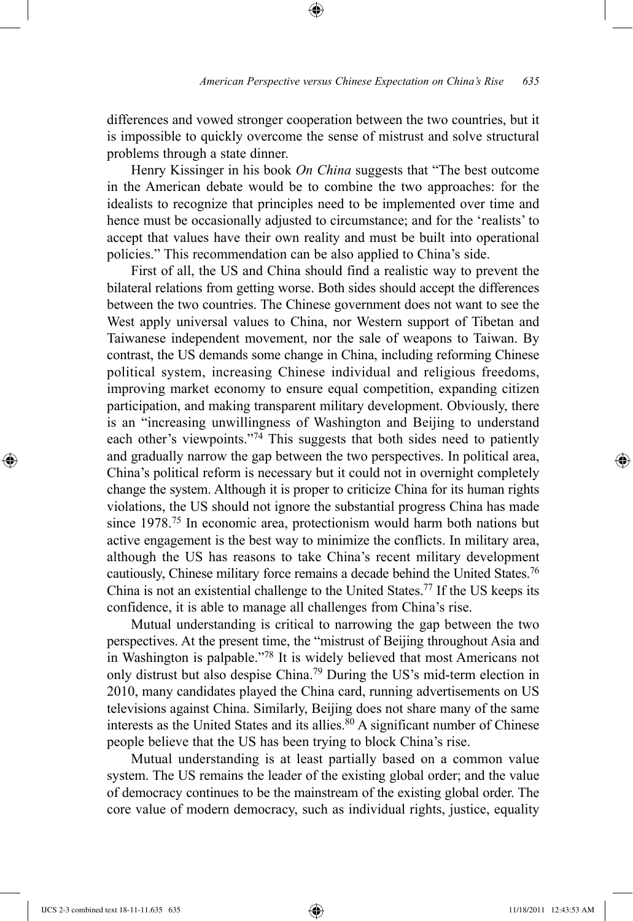differences and vowed stronger cooperation between the two countries, but it is impossible to quickly overcome the sense of mistrust and solve structural problems through a state dinner.

Henry Kissinger in his book *On China* suggests that "The best outcome in the American debate would be to combine the two approaches: for the idealists to recognize that principles need to be implemented over time and hence must be occasionally adjusted to circumstance; and for the 'realists' to accept that values have their own reality and must be built into operational policies." This recommendation can be also applied to China's side.

First of all, the US and China should find a realistic way to prevent the bilateral relations from getting worse. Both sides should accept the differences between the two countries. The Chinese government does not want to see the West apply universal values to China, nor Western support of Tibetan and Taiwanese independent movement, nor the sale of weapons to Taiwan. By contrast, the US demands some change in China, including reforming Chinese political system, increasing Chinese individual and religious freedoms, improving market economy to ensure equal competition, expanding citizen participation, and making transparent military development. Obviously, there is an "increasing unwillingness of Washington and Beijing to understand each other's viewpoints."[74] This suggests that both sides need to patiently and gradually narrow the gap between the two perspectives. In political area, China's political reform is necessary but it could not in overnight completely change the system. Although it is proper to criticize China for its human rights violations, the US should not ignore the substantial progress China has made since 1978.[75] In economic area, protectionism would harm both nations but active engagement is the best way to minimize the conflicts. In military area, although the US has reasons to take China's recent military development cautiously, Chinese military force remains a decade behind the United States.[76] China is not an existential challenge to the United States.[77] If the US keeps its confidence, it is able to manage all challenges from China's rise.

Mutual understanding is critical to narrowing the gap between the two perspectives. At the present time, the "mistrust of Beijing throughout Asia and in Washington is palpable."[78] It is widely believed that most Americans not only distrust but also despise China.[79] During the US's mid-term election in 2010, many candidates played the China card, running advertisements on US televisions against China. Similarly, Beijing does not share many of the same interests as the United States and its allies.[80] A significant number of Chinese people believe that the US has been trying to block China's rise.

Mutual understanding is at least partially based on a common value system. The US remains the leader of the existing global order; and the value of democracy continues to be the mainstream of the existing global order. The core value of modern democracy, such as individual rights, justice, equality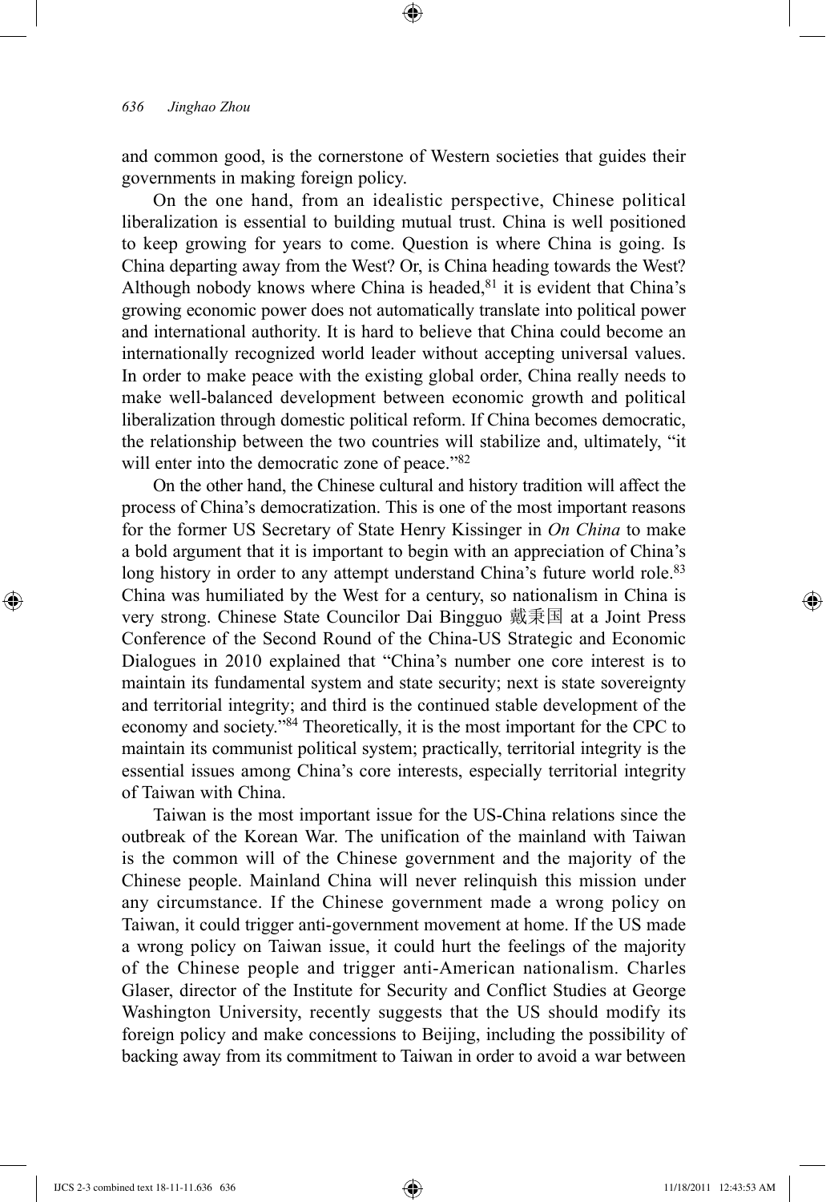and common good, is the cornerstone of Western societies that guides their governments in making foreign policy.

On the one hand, from an idealistic perspective, Chinese political liberalization is essential to building mutual trust. China is well positioned to keep growing for years to come. Question is where China is going. Is China departing away from the West? Or, is China heading towards the West? Although nobody knows where China is headed,[81] it is evident that China's growing economic power does not automatically translate into political power and international authority. It is hard to believe that China could become an internationally recognized world leader without accepting universal values. In order to make peace with the existing global order, China really needs to make well-balanced development between economic growth and political liberalization through domestic political reform. If China becomes democratic, the relationship between the two countries will stabilize and, ultimately, "it will enter into the democratic zone of peace."[82]

On the other hand, the Chinese cultural and history tradition will affect the process of China's democratization. This is one of the most important reasons for the former US Secretary of State Henry Kissinger in *On China* to make a bold argument that it is important to begin with an appreciation of China's long history in order to any attempt understand China's future world role.[83] China was humiliated by the West for a century, so nationalism in China is very strong. Chinese State Councilor Dai Bingguo 戴秉国 at a Joint Press Conference of the Second Round of the China-US Strategic and Economic Dialogues in 2010 explained that "China's number one core interest is to maintain its fundamental system and state security; next is state sovereignty and territorial integrity; and third is the continued stable development of the economy and society."[84] Theoretically, it is the most important for the CPC to maintain its communist political system; practically, territorial integrity is the essential issues among China's core interests, especially territorial integrity of Taiwan with China.

Taiwan is the most important issue for the US-China relations since the outbreak of the Korean War. The unification of the mainland with Taiwan is the common will of the Chinese government and the majority of the Chinese people. Mainland China will never relinquish this mission under any circumstance. If the Chinese government made a wrong policy on Taiwan, it could trigger anti-government movement at home. If the US made a wrong policy on Taiwan issue, it could hurt the feelings of the majority of the Chinese people and trigger anti-American nationalism. Charles Glaser, director of the Institute for Security and Conflict Studies at George Washington University, recently suggests that the US should modify its foreign policy and make concessions to Beijing, including the possibility of backing away from its commitment to Taiwan in order to avoid a war between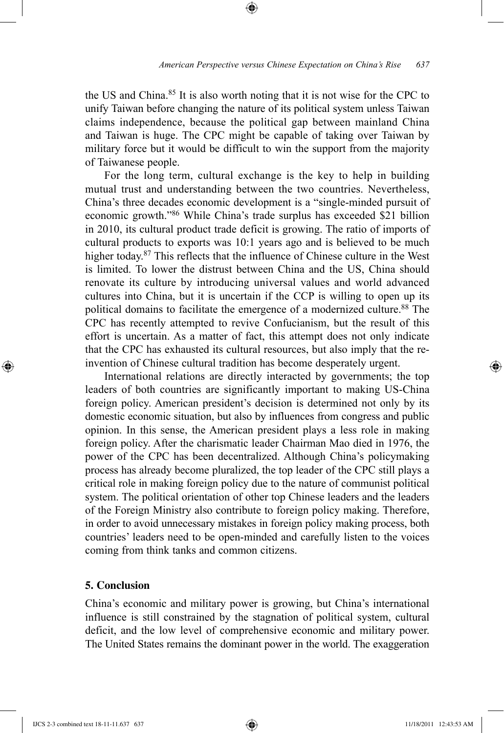the US and China.[85] It is also worth noting that it is not wise for the CPC to unify Taiwan before changing the nature of its political system unless Taiwan claims independence, because the political gap between mainland China and Taiwan is huge. The CPC might be capable of taking over Taiwan by military force but it would be difficult to win the support from the majority of Taiwanese people.

For the long term, cultural exchange is the key to help in building mutual trust and understanding between the two countries. Nevertheless, China's three decades economic development is a "single-minded pursuit of economic growth."[86] While China's trade surplus has exceeded $21 billion in 2010, its cultural product trade deficit is growing. The ratio of imports of cultural products to exports was 10:1 years ago and is believed to be much higher today.[87] This reflects that the influence of Chinese culture in the West is limited. To lower the distrust between China and the US, China should renovate its culture by introducing universal values and world advanced cultures into China, but it is uncertain if the CCP is willing to open up its political domains to facilitate the emergence of a modernized culture.[88] The CPC has recently attempted to revive Confucianism, but the result of this effort is uncertain. As a matter of fact, this attempt does not only indicate that the CPC has exhausted its cultural resources, but also imply that the re-invention of Chinese cultural tradition has become desperately urgent.

International relations are directly interacted by governments; the top leaders of both countries are significantly important to making US-China foreign policy. American president's decision is determined not only by its domestic economic situation, but also by influences from congress and public opinion. In this sense, the American president plays a less role in making foreign policy. After the charismatic leader Chairman Mao died in 1976, the power of the CPC has been decentralized. Although China's policymaking process has already become pluralized, the top leader of the CPC still plays a critical role in making foreign policy due to the nature of communist political system. The political orientation of other top Chinese leaders and the leaders of the Foreign Ministry also contribute to foreign policy making. Therefore, in order to avoid unnecessary mistakes in foreign policy making process, both countries' leaders need to be open-minded and carefully listen to the voices coming from think tanks and common citizens.

## 5. Conclusion

China's economic and military power is growing, but China's international influence is still constrained by the stagnation of political system, cultural deficit, and the low level of comprehensive economic and military power. The United States remains the dominant power in the world. The exaggeration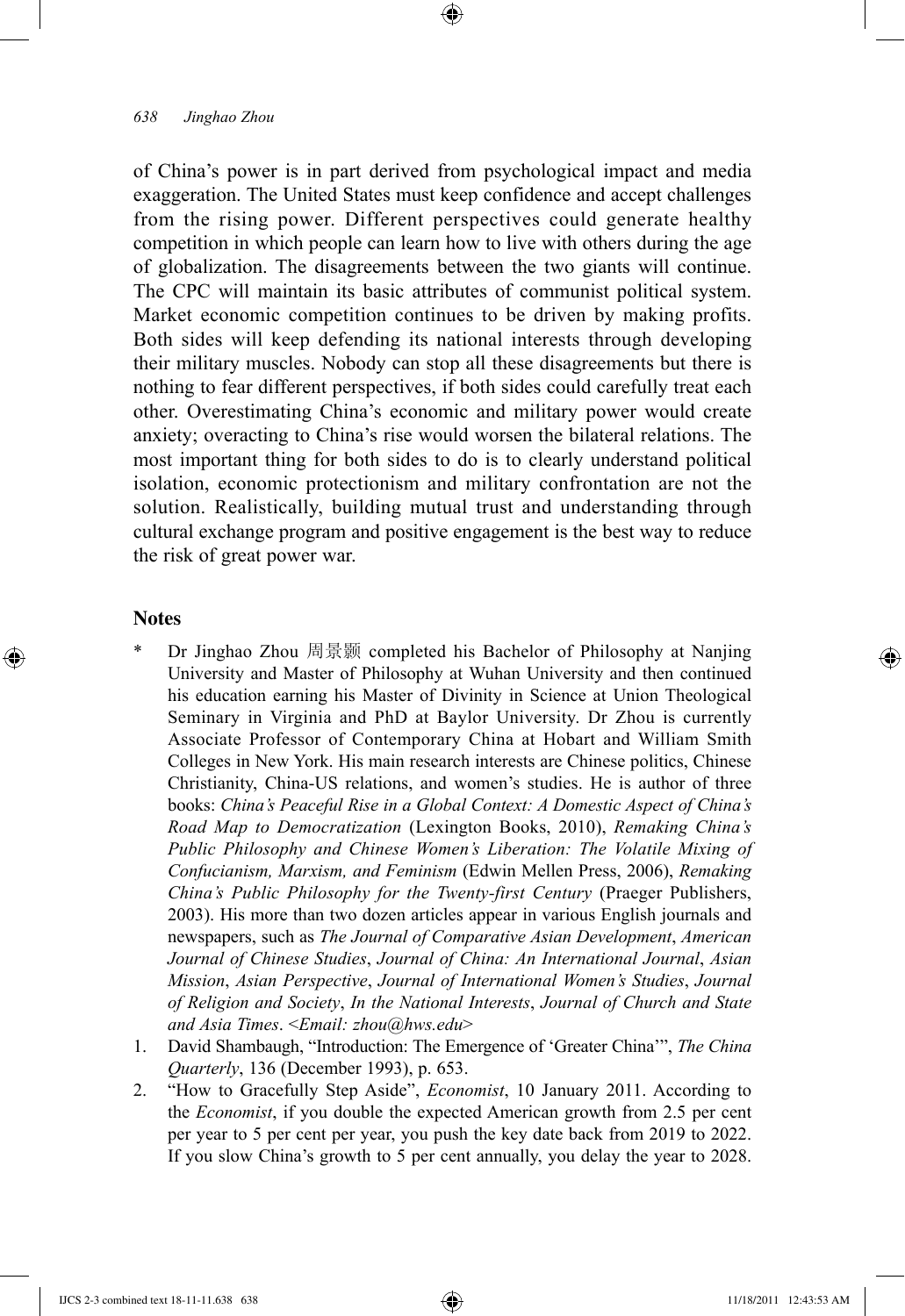of China's power is in part derived from psychological impact and media exaggeration. The United States must keep confidence and accept challenges from the rising power. Different perspectives could generate healthy competition in which people can learn how to live with others during the age of globalization. The disagreements between the two giants will continue. The CPC will maintain its basic attributes of communist political system. Market economic competition continues to be driven by making profits. Both sides will keep defending its national interests through developing their military muscles. Nobody can stop all these disagreements but there is nothing to fear different perspectives, if both sides could carefully treat each other. Overestimating China's economic and military power would create anxiety; overacting to China's rise would worsen the bilateral relations. The most important thing for both sides to do is to clearly understand political isolation, economic protectionism and military confrontation are not the solution. Realistically, building mutual trust and understanding through cultural exchange program and positive engagement is the best way to reduce the risk of great power war.

## Notes

\* Dr Jinghao Zhou 周景颢 completed his Bachelor of Philosophy at Nanjing University and Master of Philosophy at Wuhan University and then continued his education earning his Master of Divinity in Science at Union Theological Seminary in Virginia and PhD at Baylor University. Dr Zhou is currently Associate Professor of Contemporary China at Hobart and William Smith Colleges in New York. His main research interests are Chinese politics, Chinese Christianity, China-US relations, and women's studies. He is author of three books: *China's Peaceful Rise in a Global Context: A Domestic Aspect of China's Road Map to Democratization* (Lexington Books, 2010), *Remaking China's Public Philosophy and Chinese Women's Liberation: The Volatile Mixing of Confucianism, Marxism, and Feminism* (Edwin Mellen Press, 2006), *Remaking China's Public Philosophy for the Twenty-first Century* (Praeger Publishers, 2003). His more than two dozen articles appear in various English journals and newspapers, such as *The Journal of Comparative Asian Development*, *American Journal of Chinese Studies*, *Journal of China: An International Journal*, *Asian Mission*, *Asian Perspective*, *Journal of International Women's Studies*, *Journal of Religion and Society*, *In the National Interests*, *Journal of Church and State and Asia Times*. <*Email: zhou@hws.edu*>

1. David Shambaugh, "Introduction: The Emergence of 'Greater China'", *The China Quarterly*, 136 (December 1993), p. 653.
2. "How to Gracefully Step Aside", *Economist*, 10 January 2011. According to the *Economist*, if you double the expected American growth from 2.5 per cent per year to 5 per cent per year, you push the key date back from 2019 to 2022. If you slow China's growth to 5 per cent annually, you delay the year to 2028.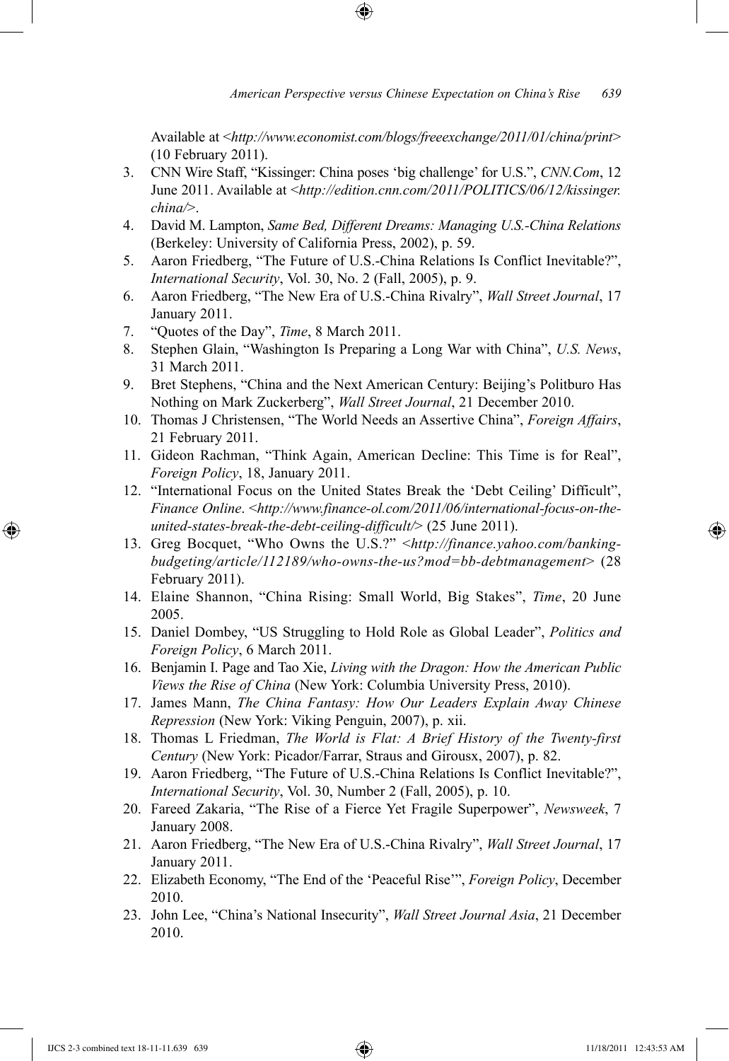Available at <*http://www.economist.com/blogs/freeexchange/2011/01/china/print*> (10 February 2011).

3. CNN Wire Staff, "Kissinger: China poses 'big challenge' for U.S.", *CNN.Com*, 12 June 2011. Available at <*http://edition.cnn.com/2011/POLITICS/06/12/kissinger.china/*>.
4. David M. Lampton, *Same Bed, Different Dreams: Managing U.S.-China Relations* (Berkeley: University of California Press, 2002), p. 59.
5. Aaron Friedberg, "The Future of U.S.-China Relations Is Conflict Inevitable?", *International Security*, Vol. 30, No. 2 (Fall, 2005), p. 9.
6. Aaron Friedberg, "The New Era of U.S.-China Rivalry", *Wall Street Journal*, 17 January 2011.
7. "Quotes of the Day", *Time*, 8 March 2011.
8. Stephen Glain, "Washington Is Preparing a Long War with China", *U.S. News*, 31 March 2011.
9. Bret Stephens, "China and the Next American Century: Beijing's Politburo Has Nothing on Mark Zuckerberg", *Wall Street Journal*, 21 December 2010.
10. Thomas J Christensen, "The World Needs an Assertive China", *Foreign Affairs*, 21 February 2011.
11. Gideon Rachman, "Think Again, American Decline: This Time is for Real", *Foreign Policy*, 18, January 2011.
12. "International Focus on the United States Break the 'Debt Ceiling' Difficult", *Finance Online*. <*http://www.finance-ol.com/2011/06/international-focus-on-the-united-states-break-the-debt-ceiling-difficult/*> (25 June 2011).
13. Greg Bocquet, "Who Owns the U.S.?" <*http://finance.yahoo.com/banking-budgeting/article/112189/who-owns-the-us?mod=bb-debtmanagement*> (28 February 2011).
14. Elaine Shannon, "China Rising: Small World, Big Stakes", *Time*, 20 June 2005.
15. Daniel Dombey, "US Struggling to Hold Role as Global Leader", *Politics and Foreign Policy*, 6 March 2011.
16. Benjamin I. Page and Tao Xie, *Living with the Dragon: How the American Public Views the Rise of China* (New York: Columbia University Press, 2010).
17. James Mann, *The China Fantasy: How Our Leaders Explain Away Chinese Repression* (New York: Viking Penguin, 2007), p. xii.
18. Thomas L Friedman, *The World is Flat: A Brief History of the Twenty-first Century* (New York: Picador/Farrar, Straus and Girousx, 2007), p. 82.
19. Aaron Friedberg, "The Future of U.S.-China Relations Is Conflict Inevitable?", *International Security*, Vol. 30, Number 2 (Fall, 2005), p. 10.
20. Fareed Zakaria, "The Rise of a Fierce Yet Fragile Superpower", *Newsweek*, 7 January 2008.
21. Aaron Friedberg, "The New Era of U.S.-China Rivalry", *Wall Street Journal*, 17 January 2011.
22. Elizabeth Economy, "The End of the 'Peaceful Rise'", *Foreign Policy*, December 2010.
23. John Lee, "China's National Insecurity", *Wall Street Journal Asia*, 21 December 2010.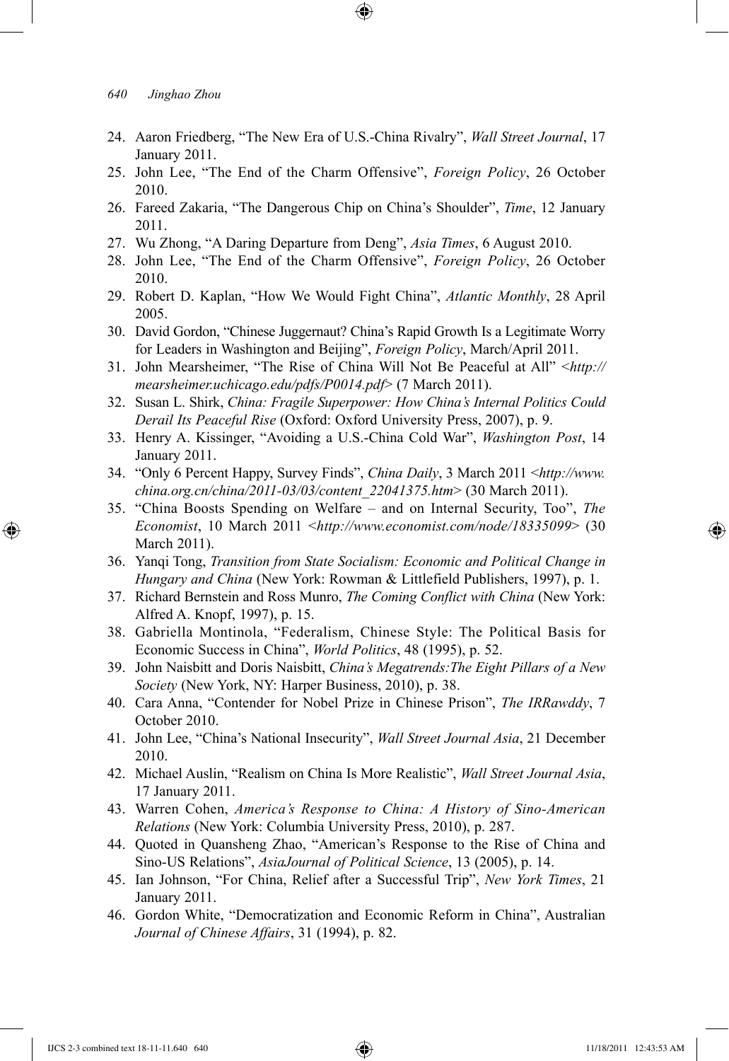24. Aaron Friedberg, "The New Era of U.S.-China Rivalry", *Wall Street Journal*, 17 January 2011.
25. John Lee, "The End of the Charm Offensive", *Foreign Policy*, 26 October 2010.
26. Fareed Zakaria, "The Dangerous Chip on China's Shoulder", *Time*, 12 January 2011.
27. Wu Zhong, "A Daring Departure from Deng", *Asia Times*, 6 August 2010.
28. John Lee, "The End of the Charm Offensive", *Foreign Policy*, 26 October 2010.
29. Robert D. Kaplan, "How We Would Fight China", *Atlantic Monthly*, 28 April 2005.
30. David Gordon, "Chinese Juggernaut? China's Rapid Growth Is a Legitimate Worry for Leaders in Washington and Beijing", *Foreign Policy*, March/April 2011.
31. John Mearsheimer, "The Rise of China Will Not Be Peaceful at All" <*http://mearsheimer.uchicago.edu/pdfs/P0014.pdf*> (7 March 2011).
32. Susan L. Shirk, *China: Fragile Superpower: How China's Internal Politics Could Derail Its Peaceful Rise* (Oxford: Oxford University Press, 2007), p. 9.
33. Henry A. Kissinger, "Avoiding a U.S.-China Cold War", *Washington Post*, 14 January 2011.
34. "Only 6 Percent Happy, Survey Finds", *China Daily*, 3 March 2011 <*http://www.china.org.cn/china/2011-03/03/content_22041375.htm*> (30 March 2011).
35. "China Boosts Spending on Welfare – and on Internal Security, Too", *The Economist*, 10 March 2011 <*http://www.economist.com/node/18335099*> (30 March 2011).
36. Yanqi Tong, *Transition from State Socialism: Economic and Political Change in Hungary and China* (New York: Rowman & Littlefield Publishers, 1997), p. 1.
37. Richard Bernstein and Ross Munro, *The Coming Conflict with China* (New York: Alfred A. Knopf, 1997), p. 15.
38. Gabriella Montinola, "Federalism, Chinese Style: The Political Basis for Economic Success in China", *World Politics*, 48 (1995), p. 52.
39. John Naisbitt and Doris Naisbitt, *China's Megatrends:The Eight Pillars of a New Society* (New York, NY: Harper Business, 2010), p. 38.
40. Cara Anna, "Contender for Nobel Prize in Chinese Prison", *The IRRawddy*, 7 October 2010.
41. John Lee, "China's National Insecurity", *Wall Street Journal Asia*, 21 December 2010.
42. Michael Auslin, "Realism on China Is More Realistic", *Wall Street Journal Asia*, 17 January 2011.
43. Warren Cohen, *America's Response to China: A History of Sino-American Relations* (New York: Columbia University Press, 2010), p. 287.
44. Quoted in Quansheng Zhao, "American's Response to the Rise of China and Sino-US Relations", *AsiaJournal of Political Science*, 13 (2005), p. 14.
45. Ian Johnson, "For China, Relief after a Successful Trip", *New York Times*, 21 January 2011.
46. Gordon White, "Democratization and Economic Reform in China", Australian *Journal of Chinese Affairs*, 31 (1994), p. 82.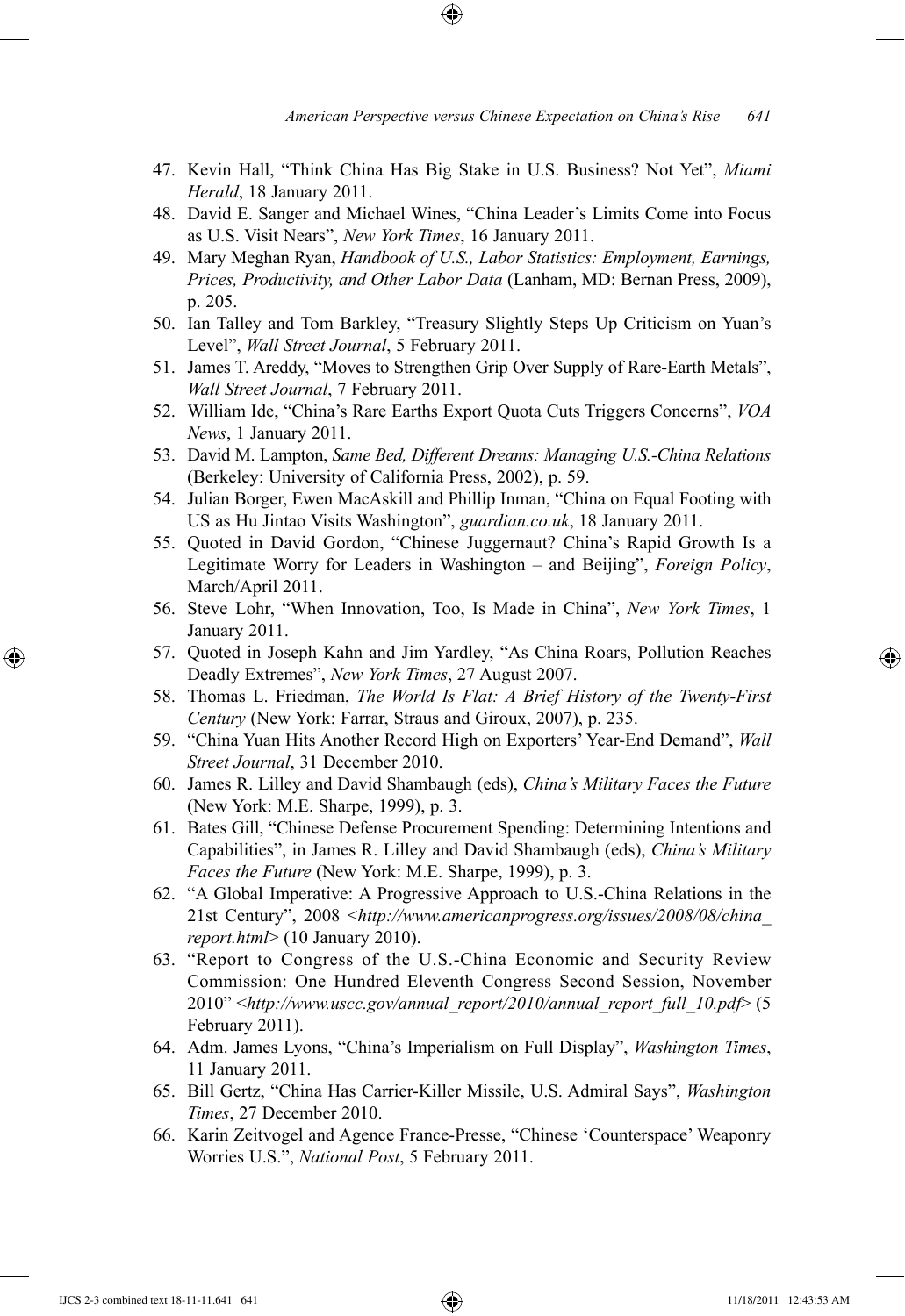47. Kevin Hall, "Think China Has Big Stake in U.S. Business? Not Yet", *Miami Herald*, 18 January 2011.
48. David E. Sanger and Michael Wines, "China Leader's Limits Come into Focus as U.S. Visit Nears", *New York Times*, 16 January 2011.
49. Mary Meghan Ryan, *Handbook of U.S., Labor Statistics: Employment, Earnings, Prices, Productivity, and Other Labor Data* (Lanham, MD: Bernan Press, 2009), p. 205.
50. Ian Talley and Tom Barkley, "Treasury Slightly Steps Up Criticism on Yuan's Level", *Wall Street Journal*, 5 February 2011.
51. James T. Areddy, "Moves to Strengthen Grip Over Supply of Rare-Earth Metals", *Wall Street Journal*, 7 February 2011.
52. William Ide, "China's Rare Earths Export Quota Cuts Triggers Concerns", *VOA News*, 1 January 2011.
53. David M. Lampton, *Same Bed, Different Dreams: Managing U.S.-China Relations* (Berkeley: University of California Press, 2002), p. 59.
54. Julian Borger, Ewen MacAskill and Phillip Inman, "China on Equal Footing with US as Hu Jintao Visits Washington", *guardian.co.uk*, 18 January 2011.
55. Quoted in David Gordon, "Chinese Juggernaut? China's Rapid Growth Is a Legitimate Worry for Leaders in Washington – and Beijing", *Foreign Policy*, March/April 2011.
56. Steve Lohr, "When Innovation, Too, Is Made in China", *New York Times*, 1 January 2011.
57. Quoted in Joseph Kahn and Jim Yardley, "As China Roars, Pollution Reaches Deadly Extremes", *New York Times*, 27 August 2007.
58. Thomas L. Friedman, *The World Is Flat: A Brief History of the Twenty-First Century* (New York: Farrar, Straus and Giroux, 2007), p. 235.
59. "China Yuan Hits Another Record High on Exporters' Year-End Demand", *Wall Street Journal*, 31 December 2010.
60. James R. Lilley and David Shambaugh (eds), *China's Military Faces the Future* (New York: M.E. Sharpe, 1999), p. 3.
61. Bates Gill, "Chinese Defense Procurement Spending: Determining Intentions and Capabilities", in James R. Lilley and David Shambaugh (eds), *China's Military Faces the Future* (New York: M.E. Sharpe, 1999), p. 3.
62. "A Global Imperative: A Progressive Approach to U.S.-China Relations in the 21st Century", 2008 <*http://www.americanprogress.org/issues/2008/08/china_report.html*> (10 January 2010).
63. "Report to Congress of the U.S.-China Economic and Security Review Commission: One Hundred Eleventh Congress Second Session, November 2010" <*http://www.uscc.gov/annual_report/2010/annual_report_full_10.pdf*> (5 February 2011).
64. Adm. James Lyons, "China's Imperialism on Full Display", *Washington Times*, 11 January 2011.
65. Bill Gertz, "China Has Carrier-Killer Missile, U.S. Admiral Says", *Washington Times*, 27 December 2010.
66. Karin Zeitvogel and Agence France-Presse, "Chinese 'Counterspace' Weaponry Worries U.S.", *National Post*, 5 February 2011.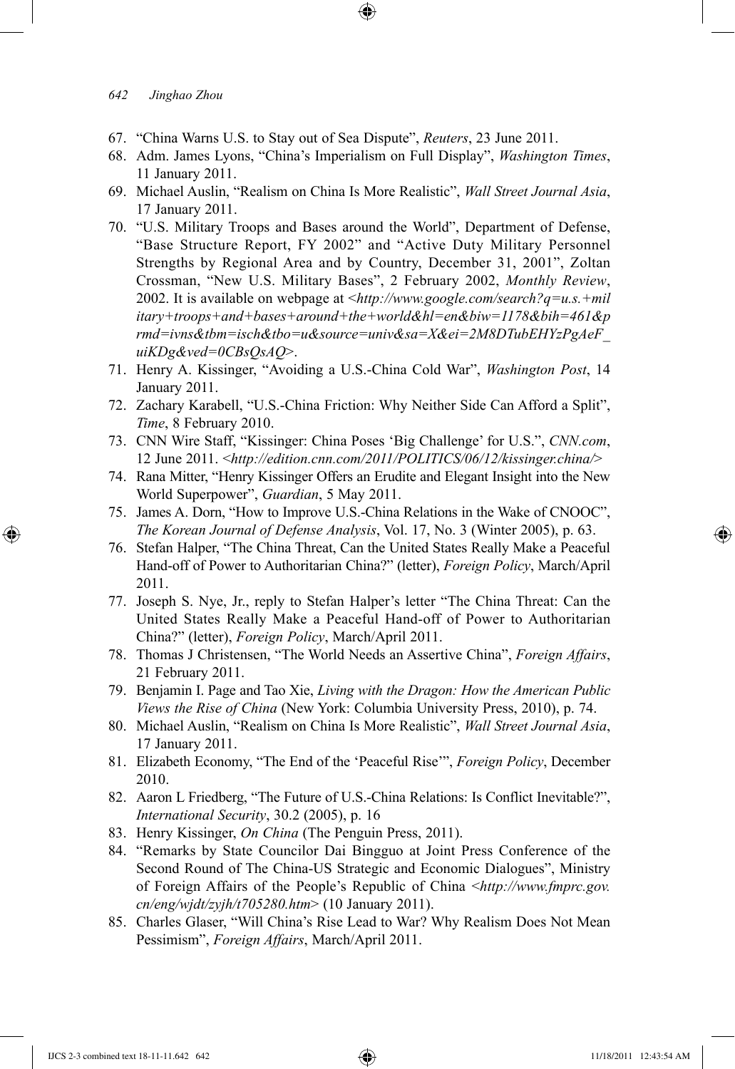67. "China Warns U.S. to Stay out of Sea Dispute", *Reuters*, 23 June 2011.
68. Adm. James Lyons, "China's Imperialism on Full Display", *Washington Times*, 11 January 2011.
69. Michael Auslin, "Realism on China Is More Realistic", *Wall Street Journal Asia*, 17 January 2011.
70. "U.S. Military Troops and Bases around the World", Department of Defense, "Base Structure Report, FY 2002" and "Active Duty Military Personnel Strengths by Regional Area and by Country, December 31, 2001", Zoltan Crossman, "New U.S. Military Bases", 2 February 2002, *Monthly Review*, 2002. It is available on webpage at <*http://www.google.com/search?q=u.s.+military+troops+and+bases+around+the+world&hl=en&biw=1178&bih=461&prmd=ivns&tbm=isch&tbo=u&source=univ&sa=X&ei=2M8DTubEHYzPgAeF_uiKDg&ved=0CBsQsAQ*>.
71. Henry A. Kissinger, "Avoiding a U.S.-China Cold War", *Washington Post*, 14 January 2011.
72. Zachary Karabell, "U.S.-China Friction: Why Neither Side Can Afford a Split", *Time*, 8 February 2010.
73. CNN Wire Staff, "Kissinger: China Poses 'Big Challenge' for U.S.", *CNN.com*, 12 June 2011. <*http://edition.cnn.com/2011/POLITICS/06/12/kissinger.china/*>
74. Rana Mitter, "Henry Kissinger Offers an Erudite and Elegant Insight into the New World Superpower", *Guardian*, 5 May 2011.
75. James A. Dorn, "How to Improve U.S.-China Relations in the Wake of CNOOC", *The Korean Journal of Defense Analysis*, Vol. 17, No. 3 (Winter 2005), p. 63.
76. Stefan Halper, "The China Threat, Can the United States Really Make a Peaceful Hand-off of Power to Authoritarian China?" (letter), *Foreign Policy*, March/April 2011.
77. Joseph S. Nye, Jr., reply to Stefan Halper's letter "The China Threat: Can the United States Really Make a Peaceful Hand-off of Power to Authoritarian China?" (letter), *Foreign Policy*, March/April 2011.
78. Thomas J Christensen, "The World Needs an Assertive China", *Foreign Affairs*, 21 February 2011.
79. Benjamin I. Page and Tao Xie, *Living with the Dragon: How the American Public Views the Rise of China* (New York: Columbia University Press, 2010), p. 74.
80. Michael Auslin, "Realism on China Is More Realistic", *Wall Street Journal Asia*, 17 January 2011.
81. Elizabeth Economy, "The End of the 'Peaceful Rise'", *Foreign Policy*, December 2010.
82. Aaron L Friedberg, "The Future of U.S.-China Relations: Is Conflict Inevitable?", *International Security*, 30.2 (2005), p. 16
83. Henry Kissinger, *On China* (The Penguin Press, 2011).
84. "Remarks by State Councilor Dai Bingguo at Joint Press Conference of the Second Round of The China-US Strategic and Economic Dialogues", Ministry of Foreign Affairs of the People's Republic of China <*http://www.fmprc.gov.cn/eng/wjdt/zyjh/t705280.htm*> (10 January 2011).
85. Charles Glaser, "Will China's Rise Lead to War? Why Realism Does Not Mean Pessimism", *Foreign Affairs*, March/April 2011.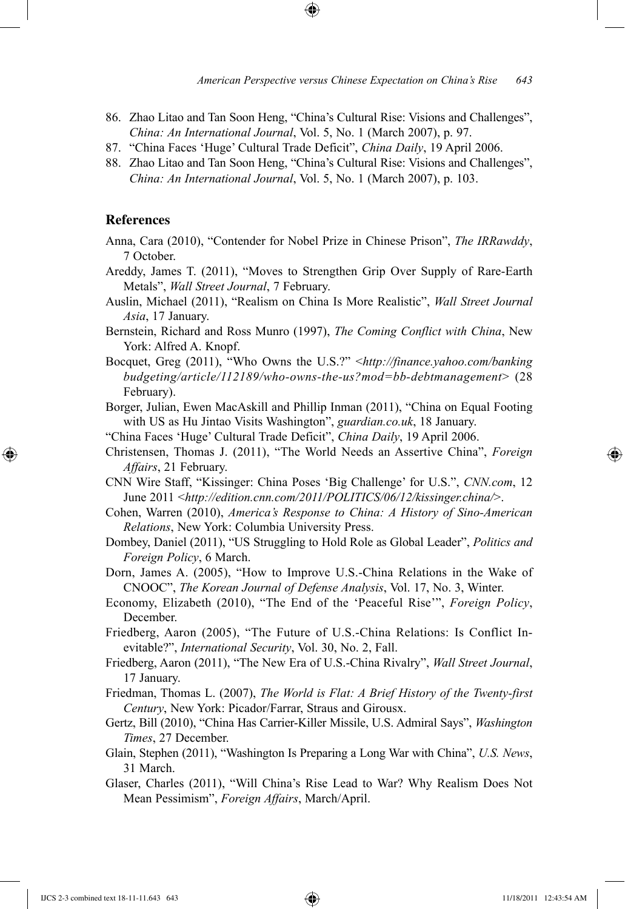86. Zhao Litao and Tan Soon Heng, "China's Cultural Rise: Visions and Challenges", *China: An International Journal*, Vol. 5, No. 1 (March 2007), p. 97.
87. "China Faces 'Huge' Cultural Trade Deficit", *China Daily*, 19 April 2006.
88. Zhao Litao and Tan Soon Heng, "China's Cultural Rise: Visions and Challenges", *China: An International Journal*, Vol. 5, No. 1 (March 2007), p. 103.

## References

Anna, Cara (2010), "Contender for Nobel Prize in Chinese Prison", *The IRRawddy*, 7 October.

Areddy, James T. (2011), "Moves to Strengthen Grip Over Supply of Rare-Earth Metals", *Wall Street Journal*, 7 February.

Auslin, Michael (2011), "Realism on China Is More Realistic", *Wall Street Journal Asia*, 17 January.

Bernstein, Richard and Ross Munro (1997), *The Coming Conflict with China*, New York: Alfred A. Knopf.

Bocquet, Greg (2011), "Who Owns the U.S.?" <*http://finance.yahoo.com/banking budgeting/article/112189/who-owns-the-us?mod=bb-debtmanagement*> (28 February).

Borger, Julian, Ewen MacAskill and Phillip Inman (2011), "China on Equal Footing with US as Hu Jintao Visits Washington", *guardian.co.uk*, 18 January.

"China Faces 'Huge' Cultural Trade Deficit", *China Daily*, 19 April 2006.

Christensen, Thomas J. (2011), "The World Needs an Assertive China", *Foreign Affairs*, 21 February.

CNN Wire Staff, "Kissinger: China Poses 'Big Challenge' for U.S.", *CNN.com*, 12 June 2011 <*http://edition.cnn.com/2011/POLITICS/06/12/kissinger.china/*>.

Cohen, Warren (2010), *America's Response to China: A History of Sino-American Relations*, New York: Columbia University Press.

Dombey, Daniel (2011), "US Struggling to Hold Role as Global Leader", *Politics and Foreign Policy*, 6 March.

Dorn, James A. (2005), "How to Improve U.S.-China Relations in the Wake of CNOOC", *The Korean Journal of Defense Analysis*, Vol. 17, No. 3, Winter.

Economy, Elizabeth (2010), "The End of the 'Peaceful Rise'", *Foreign Policy*, December.

Friedberg, Aaron (2005), "The Future of U.S.-China Relations: Is Conflict Inevitable?", *International Security*, Vol. 30, No. 2, Fall.

Friedberg, Aaron (2011), "The New Era of U.S.-China Rivalry", *Wall Street Journal*, 17 January.

Friedman, Thomas L. (2007), *The World is Flat: A Brief History of the Twenty-first Century*, New York: Picador/Farrar, Straus and Girousx.

Gertz, Bill (2010), "China Has Carrier-Killer Missile, U.S. Admiral Says", *Washington Times*, 27 December.

Glain, Stephen (2011), "Washington Is Preparing a Long War with China", *U.S. News*, 31 March.

Glaser, Charles (2011), "Will China's Rise Lead to War? Why Realism Does Not Mean Pessimism", *Foreign Affairs*, March/April.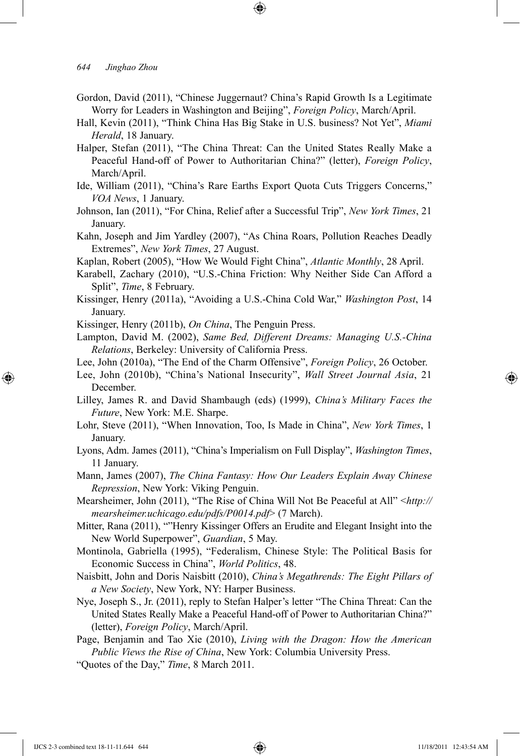Gordon, David (2011), "Chinese Juggernaut? China's Rapid Growth Is a Legitimate Worry for Leaders in Washington and Beijing", *Foreign Policy*, March/April.

Hall, Kevin (2011), "Think China Has Big Stake in U.S. business? Not Yet", *Miami Herald*, 18 January.

Halper, Stefan (2011), "The China Threat: Can the United States Really Make a Peaceful Hand-off of Power to Authoritarian China?" (letter), *Foreign Policy*, March/April.

Ide, William (2011), "China's Rare Earths Export Quota Cuts Triggers Concerns," *VOA News*, 1 January.

Johnson, Ian (2011), "For China, Relief after a Successful Trip", *New York Times*, 21 January.

Kahn, Joseph and Jim Yardley (2007), "As China Roars, Pollution Reaches Deadly Extremes", *New York Times*, 27 August.

Kaplan, Robert (2005), "How We Would Fight China", *Atlantic Monthly*, 28 April.

Karabell, Zachary (2010), "U.S.-China Friction: Why Neither Side Can Afford a Split", *Time*, 8 February.

Kissinger, Henry (2011a), "Avoiding a U.S.-China Cold War," *Washington Post*, 14 January.

Kissinger, Henry (2011b), *On China*, The Penguin Press.

Lampton, David M. (2002), *Same Bed, Different Dreams: Managing U.S.-China Relations*, Berkeley: University of California Press.

Lee, John (2010a), "The End of the Charm Offensive", *Foreign Policy*, 26 October.

Lee, John (2010b), "China's National Insecurity", *Wall Street Journal Asia*, 21 December.

Lilley, James R. and David Shambaugh (eds) (1999), *China's Military Faces the Future*, New York: M.E. Sharpe.

Lohr, Steve (2011), "When Innovation, Too, Is Made in China", *New York Times*, 1 January.

Lyons, Adm. James (2011), "China's Imperialism on Full Display", *Washington Times*, 11 January.

Mann, James (2007), *The China Fantasy: How Our Leaders Explain Away Chinese Repression*, New York: Viking Penguin.

Mearsheimer, John (2011), "The Rise of China Will Not Be Peaceful at All" <*http://mearsheimer.uchicago.edu/pdfs/P0014.pdf*> (7 March).

Mitter, Rana (2011), ""Henry Kissinger Offers an Erudite and Elegant Insight into the New World Superpower", *Guardian*, 5 May.

Montinola, Gabriella (1995), "Federalism, Chinese Style: The Political Basis for Economic Success in China", *World Politics*, 48.

Naisbitt, John and Doris Naisbitt (2010), *China's Megathrends: The Eight Pillars of a New Society*, New York, NY: Harper Business.

Nye, Joseph S., Jr. (2011), reply to Stefan Halper's letter "The China Threat: Can the United States Really Make a Peaceful Hand-off of Power to Authoritarian China?" (letter), *Foreign Policy*, March/April.

Page, Benjamin and Tao Xie (2010), *Living with the Dragon: How the American Public Views the Rise of China*, New York: Columbia University Press.

"Quotes of the Day," *Time*, 8 March 2011.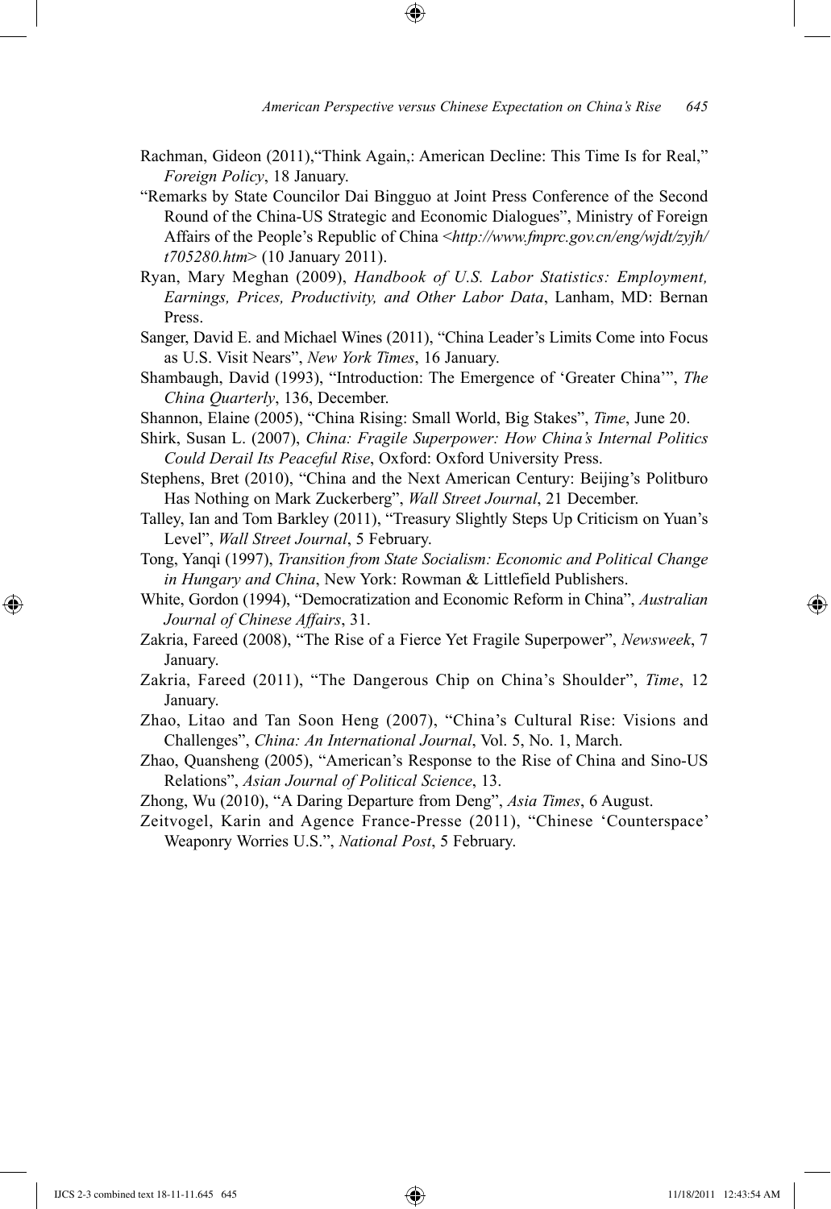Rachman, Gideon (2011),"Think Again,: American Decline: This Time Is for Real," *Foreign Policy*, 18 January.

"Remarks by State Councilor Dai Bingguo at Joint Press Conference of the Second Round of the China-US Strategic and Economic Dialogues", Ministry of Foreign Affairs of the People's Republic of China <*http://www.fmprc.gov.cn/eng/wjdt/zyjh/t705280.htm*> (10 January 2011).

Ryan, Mary Meghan (2009), *Handbook of U.S. Labor Statistics: Employment, Earnings, Prices, Productivity, and Other Labor Data*, Lanham, MD: Bernan Press.

Sanger, David E. and Michael Wines (2011), "China Leader's Limits Come into Focus as U.S. Visit Nears", *New York Times*, 16 January.

Shambaugh, David (1993), "Introduction: The Emergence of 'Greater China'", *The China Quarterly*, 136, December.

Shannon, Elaine (2005), "China Rising: Small World, Big Stakes", *Time*, June 20.

Shirk, Susan L. (2007), *China: Fragile Superpower: How China's Internal Politics Could Derail Its Peaceful Rise*, Oxford: Oxford University Press.

Stephens, Bret (2010), "China and the Next American Century: Beijing's Politburo Has Nothing on Mark Zuckerberg", *Wall Street Journal*, 21 December.

Talley, Ian and Tom Barkley (2011), "Treasury Slightly Steps Up Criticism on Yuan's Level", *Wall Street Journal*, 5 February.

Tong, Yanqi (1997), *Transition from State Socialism: Economic and Political Change in Hungary and China*, New York: Rowman & Littlefield Publishers.

White, Gordon (1994), "Democratization and Economic Reform in China", *Australian Journal of Chinese Affairs*, 31.

Zakria, Fareed (2008), "The Rise of a Fierce Yet Fragile Superpower", *Newsweek*, 7 January.

Zakria, Fareed (2011), "The Dangerous Chip on China's Shoulder", *Time*, 12 January.

Zhao, Litao and Tan Soon Heng (2007), "China's Cultural Rise: Visions and Challenges", *China: An International Journal*, Vol. 5, No. 1, March.

Zhao, Quansheng (2005), "American's Response to the Rise of China and Sino-US Relations", *Asian Journal of Political Science*, 13.

Zhong, Wu (2010), "A Daring Departure from Deng", *Asia Times*, 6 August.

Zeitvogel, Karin and Agence France-Presse (2011), "Chinese 'Counterspace' Weaponry Worries U.S.", *National Post*, 5 February.